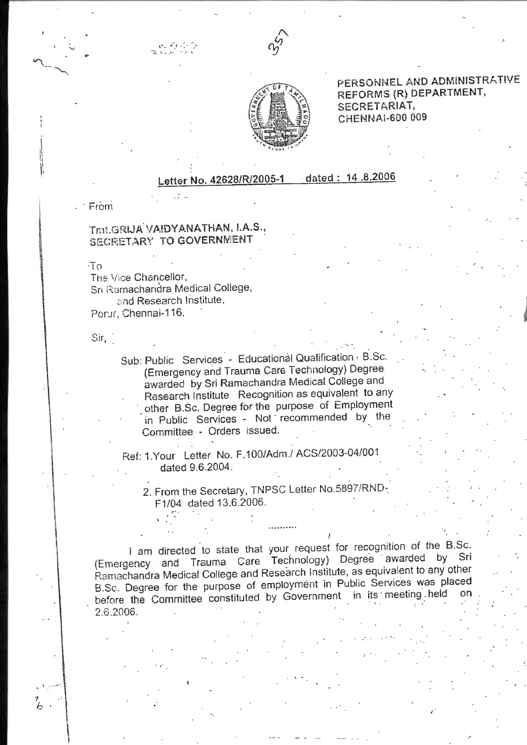PERSONNEL AND ADMINISTRATIVE REFORMS (R) DEPARTMENT,
SECRETARIAT,
CHENNAI-600 009

**Letter No. 42628/R/2005-1 dated : 14 .8.2006**

From

Tmt.GRIJA VAIDYANATHAN, I.A.S.,
SECRETARY TO GOVERNMENT

To
The Vice Chancellor,
Sri Ramachandra Medical College,
and Research Institute,
Porur, Chennai-116.

Sir,

Sub: Public Services - Educational Qualification - B.Sc. (Emergency and Trauma Care Technology) Degree awarded by Sri Ramachandra Medical College and Research Institute Recognition as equivalent to any other B.Sc. Degree for the purpose of Employment in Public Services - Not recommended by the Committee - Orders issued.

Ref: 1.Your Letter No. F.100/Adm./ ACS/2003-04/001 dated 9.6.2004.

2. From the Secretary, TNPSC Letter No.5897/RND-F1/04 dated 13.6.2006.

..........

I am directed to state that your request for recognition of the B.Sc. (Emergency and Trauma Care Technology) Degree awarded by Sri Ramachandra Medical College and Research Institute, as equivalent to any other B.Sc. Degree for the purpose of employment in Public Services was placed before the Committee constituted by Government in its meeting held on 2.6.2006.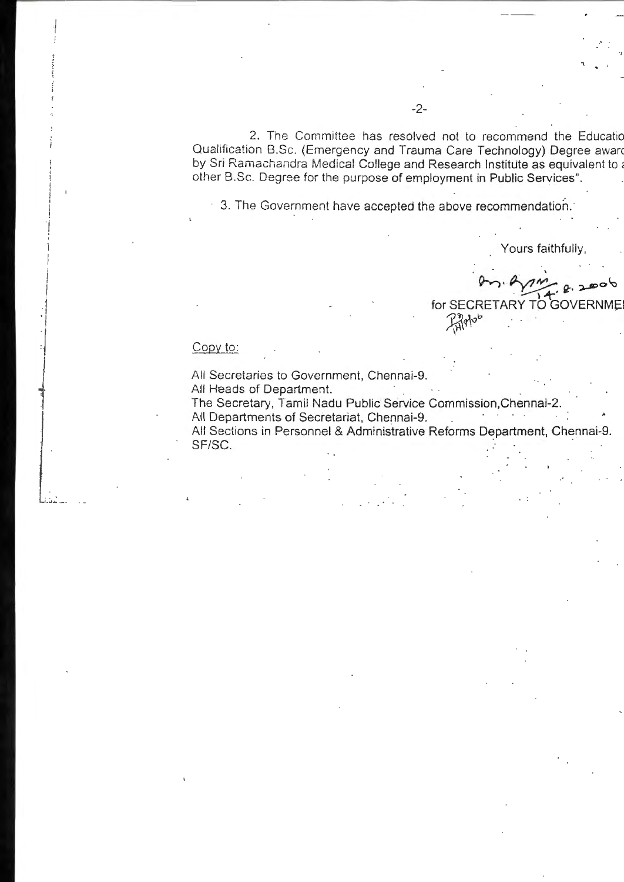2. The Committee has resolved not to recommend the Educatio Qualification B.Sc. (Emergency and Trauma Care Technology) Degree award by Sri Ramachandra Medical College and Research Institute as equivalent to a other B.Sc. Degree for the purpose of employment in Public Services".

3. The Government have accepted the above recommendation.

Yours faithfully,

14.8.2006

for SECRETARY TO GOVERNME

Copy to:

All Secretaries to Government, Chennai-9.
All Heads of Department.
The Secretary, Tamil Nadu Public Service Commission,Chennai-2.
All Departments of Secretariat, Chennai-9.
All Sections in Personnel & Administrative Reforms Department, Chennai-9.
SF/SC.